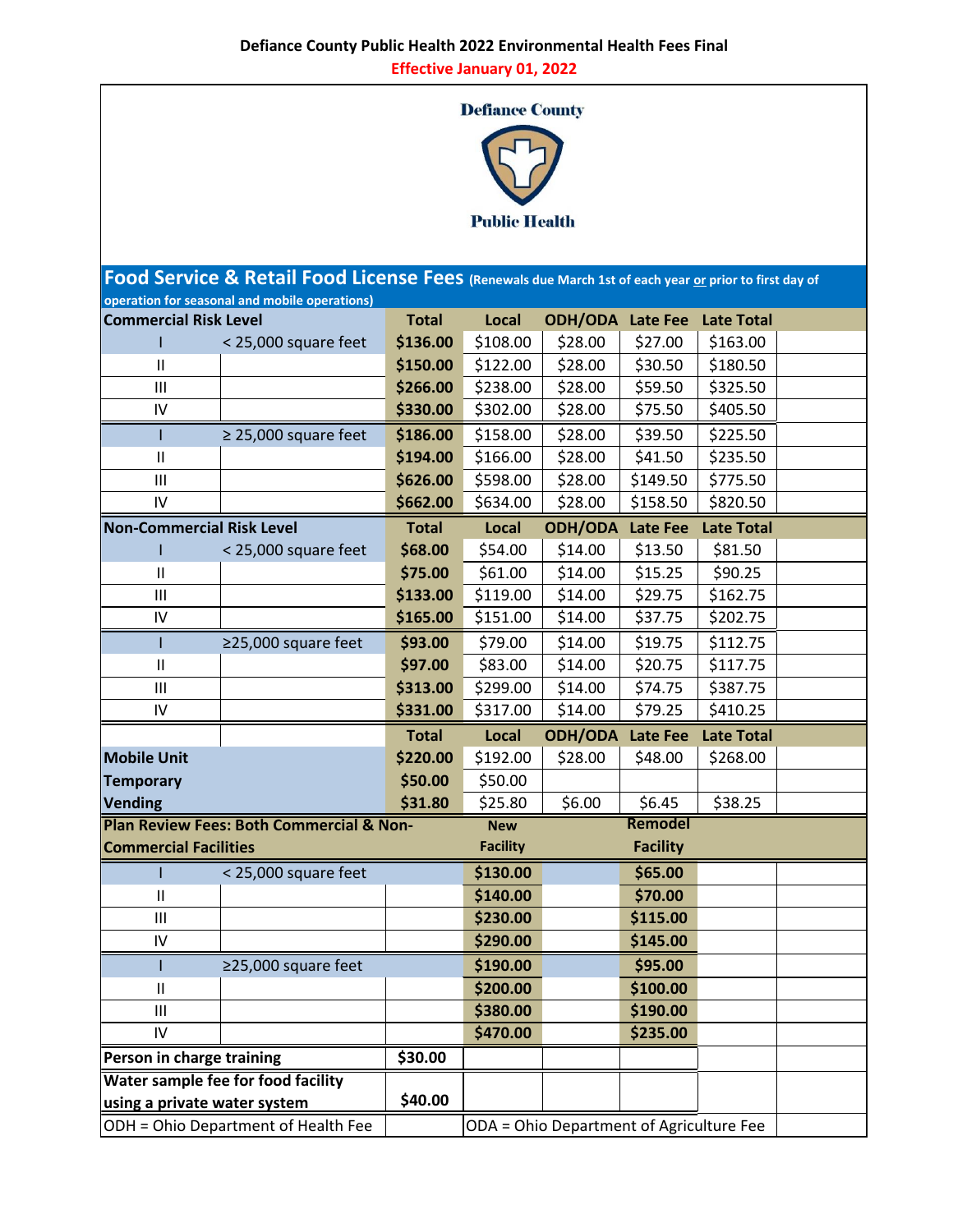# Defiance County Public Health 2022 Environmental Health Fees Final

**Effective January 01, 2022**

Defiance County

Public Health

## Food Service & Retail Food License Fees (Renewals due March 1st of each year or prior to first day of operation for seasonal and mobile operations)

| Commercial Risk Level | | Total | Local | ODH/ODA | Late Fee | Late Total |
|---|---|---|---|---|---|---|
| I | < 25,000 square feet | **$136.00** | $108.00 | $28.00 | $27.00 | $163.00 |
| II | | **$150.00** | $122.00 | $28.00 | $30.50 | $180.50 |
| III | | **$266.00** | $238.00 | $28.00 | $59.50 | $325.50 |
| IV | | **$330.00** | $302.00 | $28.00 | $75.50 | $405.50 |
| I | ≥ 25,000 square feet | **$186.00** | $158.00 | $28.00 | $39.50 | $225.50 |
| II | | **$194.00** | $166.00 | $28.00 | $41.50 | $235.50 |
| III | | **$626.00** | $598.00 | $28.00 | $149.50 | $775.50 |
| IV | | **$662.00** | $634.00 | $28.00 | $158.50 | $820.50 |
| **Non-Commercial Risk Level** | | **Total** | **Local** | **ODH/ODA** | **Late Fee** | **Late Total** |
| I | < 25,000 square feet | **$68.00** | $54.00 | $14.00 | $13.50 | $81.50 |
| II | | **$75.00** | $61.00 | $14.00 | $15.25 | $90.25 |
| III | | **$133.00** | $119.00 | $14.00 | $29.75 | $162.75 |
| IV | | **$165.00** | $151.00 | $14.00 | $37.75 | $202.75 |
| I | ≥25,000 square feet | **$93.00** | $79.00 | $14.00 | $19.75 | $112.75 |
| II | | **$97.00** | $83.00 | $14.00 | $20.75 | $117.75 |
| III | | **$313.00** | $299.00 | $14.00 | $74.75 | $387.75 |
| IV | | **$331.00** | $317.00 | $14.00 | $79.25 | $410.25 |
| | | **Total** | **Local** | **ODH/ODA** | **Late Fee** | **Late Total** |
| **Mobile Unit** | | **$220.00** | $192.00 | $28.00 | $48.00 | $268.00 |
| **Temporary** | | **$50.00** | $50.00 | | | |
| **Vending** | | **$31.80** | $25.80 | $6.00 | $6.45 | $38.25 |

| Plan Review Fees: Both Commercial & Non-Commercial Facilities | | New Facility | Remodel Facility |
|---|---|---|---|
| I | < 25,000 square feet | **$130.00** | **$65.00** |
| II | | **$140.00** | **$70.00** |
| III | | **$230.00** | **$115.00** |
| IV | | **$290.00** | **$145.00** |
| I | ≥25,000 square feet | **$190.00** | **$95.00** |
| II | | **$200.00** | **$100.00** |
| III | | **$380.00** | **$190.00** |
| IV | | **$470.00** | **$235.00** |

| Item | Fee |
|---|---|
| **Person in charge training** | **$30.00** |
| **Water sample fee for food facility using a private water system** | **$40.00** |

ODH = Ohio Department of Health Fee

ODA = Ohio Department of Agriculture Fee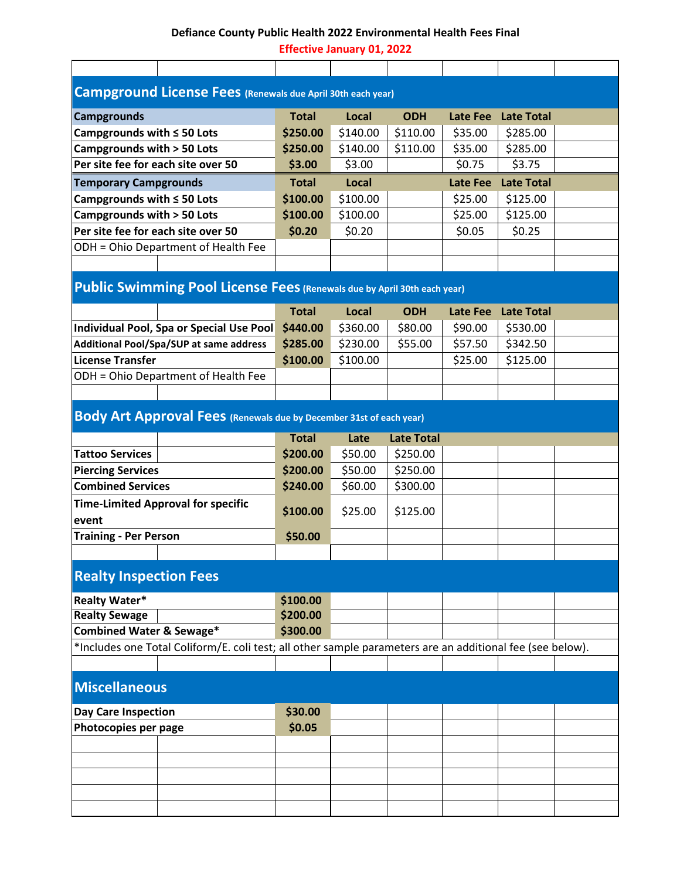Defiance County Public Health 2022 Environmental Health Fees Final

Effective January 01, 2022

## Campground License Fees (Renewals due April 30th each year)

| Campgrounds | Total | Local | ODH | Late Fee | Late Total |
|---|---|---|---|---|---|
| Campgrounds with ≤ 50 Lots | $250.00 | $140.00 | $110.00 | $35.00 | $285.00 |
| Campgrounds with > 50 Lots | $250.00 | $140.00 | $110.00 | $35.00 | $285.00 |
| Per site fee for each site over 50 | $3.00 | $3.00 | | $0.75 | $3.75 |
| **Temporary Campgrounds** | **Total** | **Local** | | **Late Fee** | **Late Total** |
| Campgrounds with ≤ 50 Lots | $100.00 | $100.00 | | $25.00 | $125.00 |
| Campgrounds with > 50 Lots | $100.00 | $100.00 | | $25.00 | $125.00 |
| Per site fee for each site over 50 | $0.20 | $0.20 | | $0.05 | $0.25 |

ODH = Ohio Department of Health Fee

## Public Swimming Pool License Fees (Renewals due by April 30th each year)

| | Total | Local | ODH | Late Fee | Late Total |
|---|---|---|---|---|---|
| Individual Pool, Spa or Special Use Pool | $440.00 | $360.00 | $80.00 | $90.00 | $530.00 |
| Additional Pool/Spa/SUP at same address | $285.00 | $230.00 | $55.00 | $57.50 | $342.50 |
| License Transfer | $100.00 | $100.00 | | $25.00 | $125.00 |

ODH = Ohio Department of Health Fee

## Body Art Approval Fees (Renewals due by December 31st of each year)

| | Total | Late | Late Total |
|---|---|---|---|
| Tattoo Services | $200.00 | $50.00 | $250.00 |
| Piercing Services | $200.00 | $50.00 | $250.00 |
| Combined Services | $240.00 | $60.00 | $300.00 |
| Time-Limited Approval for specific event | $100.00 | $25.00 | $125.00 |
| Training - Per Person | $50.00 | | |

## Realty Inspection Fees

| | Total |
|---|---|
| Realty Water* | $100.00 |
| Realty Sewage | $200.00 |
| Combined Water & Sewage* | $300.00 |

*Includes one Total Coliform/E. coli test; all other sample parameters are an additional fee (see below).

## Miscellaneous

| | Total |
|---|---|
| Day Care Inspection | $30.00 |
| Photocopies per page | $0.05 |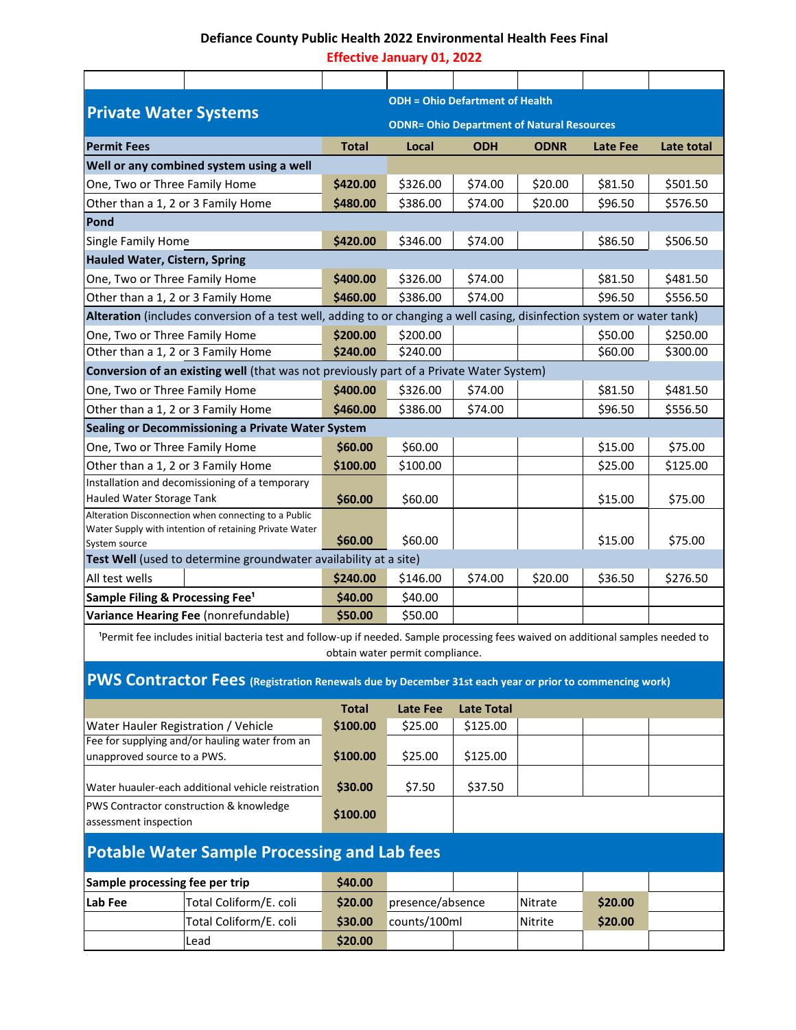# Defiance County Public Health 2022 Environmental Health Fees Final

**Effective January 01, 2022**

## Private Water Systems

ODH = Ohio Defartment of Health

ODNR= Ohio Department of Natural Resources

| Permit Fees | Total | Local | ODH | ODNR | Late Fee | Late total |
|---|---|---|---|---|---|---|
| **Well or any combined system using a well** | | | | | | |
| One, Two or Three Family Home | **$420.00** | $326.00 | $74.00 | $20.00 | $81.50 | $501.50 |
| Other than a 1, 2 or 3 Family Home | **$480.00** | $386.00 | $74.00 | $20.00 | $96.50 | $576.50 |
| **Pond** | | | | | | |
| Single Family Home | **$420.00** | $346.00 | $74.00 | | $86.50 | $506.50 |
| **Hauled Water, Cistern, Spring** | | | | | | |
| One, Two or Three Family Home | **$400.00** | $326.00 | $74.00 | | $81.50 | $481.50 |
| Other than a 1, 2 or 3 Family Home | **$460.00** | $386.00 | $74.00 | | $96.50 | $556.50 |
| **Alteration** (includes conversion of a test well, adding to or changing a well casing, disinfection system or water tank) | | | | | | |
| One, Two or Three Family Home | **$200.00** | $200.00 | | | $50.00 | $250.00 |
| Other than a 1, 2 or 3 Family Home | **$240.00** | $240.00 | | | $60.00 | $300.00 |
| **Conversion of an existing well** (that was not previously part of a Private Water System) | | | | | | |
| One, Two or Three Family Home | **$400.00** | $326.00 | $74.00 | | $81.50 | $481.50 |
| Other than a 1, 2 or 3 Family Home | **$460.00** | $386.00 | $74.00 | | $96.50 | $556.50 |
| **Sealing or Decommissioning a Private Water System** | | | | | | |
| One, Two or Three Family Home | **$60.00** | $60.00 | | | $15.00 | $75.00 |
| Other than a 1, 2 or 3 Family Home | **$100.00** | $100.00 | | | $25.00 | $125.00 |
| Installation and decomissioning of a temporary Hauled Water Storage Tank | **$60.00** | $60.00 | | | $15.00 | $75.00 |
| Alteration Disconnection when connecting to a Public Water Supply with intention of retaining Private Water System source | **$60.00** | $60.00 | | | $15.00 | $75.00 |
| **Test Well** (used to determine groundwater availability at a site) | | | | | | |
| All test wells | **$240.00** | $146.00 | $74.00 | $20.00 | $36.50 | $276.50 |
| **Sample Filing & Processing Fee[1]** | **$40.00** | $40.00 | | | | |
| **Variance Hearing Fee** (nonrefundable) | **$50.00** | $50.00 | | | | |

[1]Permit fee includes initial bacteria test and follow-up if needed. Sample processing fees waived on additional samples needed to obtain water permit compliance.

## PWS Contractor Fees (Registration Renewals due by December 31st each year or prior to commencing work)

| | Total | Late Fee | Late Total |
|---|---|---|---|
| Water Hauler Registration / Vehicle | **$100.00** | $25.00 | $125.00 |
| Fee for supplying and/or hauling water from an unapproved source to a PWS. | **$100.00** | $25.00 | $125.00 |
| Water huauler-each additional vehicle reistration | **$30.00** | $7.50 | $37.50 |
| PWS Contractor construction & knowledge assessment inspection | **$100.00** | | |

## Potable Water Sample Processing and Lab fees

| | | | | | |
|---|---|---|---|---|---|
| **Sample processing fee per trip** | | **$40.00** | | | |
| **Lab Fee** | Total Coliform/E. coli | **$20.00** | presence/absence | Nitrate | **$20.00** |
| | Total Coliform/E. coli | **$30.00** | counts/100ml | Nitrite | **$20.00** |
| | Lead | **$20.00** | | | |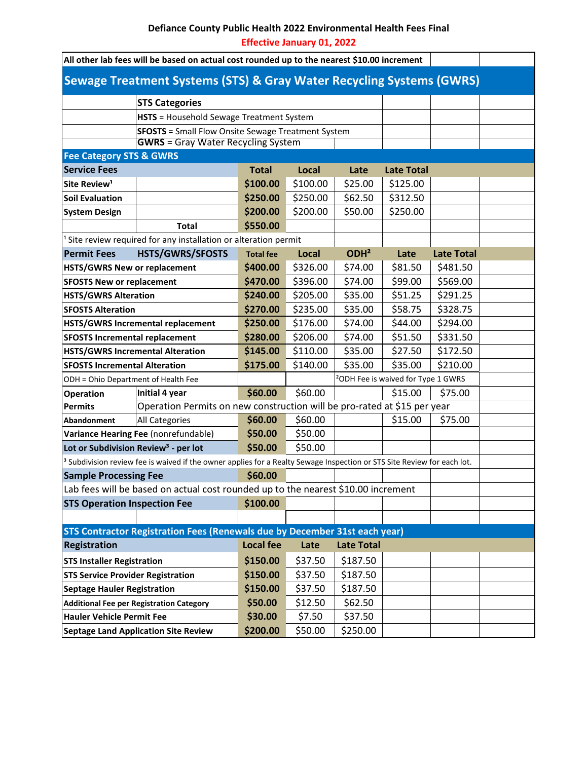**Defiance County Public Health 2022 Environmental Health Fees Final**

**Effective January 01, 2022**

All other lab fees will be based on actual cost rounded up to the nearest $10.00 increment

## Sewage Treatment Systems (STS) & Gray Water Recycling Systems (GWRS)

**STS Categories**

**HSTS** = Household Sewage Treatment System

**SFOSTS** = Small Flow Onsite Sewage Treatment System

**GWRS** = Gray Water Recycling System

### Fee Category STS & GWRS

| Service Fees | | Total | Local | Late | Late Total |
|---|---|---|---|---|---|
| **Site Review[1]** | | **$100.00** | $100.00 | $25.00 | $125.00 |
| **Soil Evaluation** | | **$250.00** | $250.00 | $62.50 | $312.50 |
| **System Design** | | **$200.00** | $200.00 | $50.00 | $250.00 |
| | **Total** | **$550.00** | | | |

[1] Site review required for any installation or alteration permit

| Permit Fees | HSTS/GWRS/SFOSTS | Total fee | Local | ODH[2] | Late | Late Total |
|---|---|---|---|---|---|---|
| **HSTS/GWRS New or replacement** | | **$400.00** | $326.00 | $74.00 | $81.50 | $481.50 |
| **SFOSTS New or replacement** | | **$470.00** | $396.00 | $74.00 | $99.00 | $569.00 |
| **HSTS/GWRS Alteration** | | **$240.00** | $205.00 | $35.00 | $51.25 | $291.25 |
| **SFOSTS Alteration** | | **$270.00** | $235.00 | $35.00 | $58.75 | $328.75 |
| **HSTS/GWRS Incremental replacement** | | **$250.00** | $176.00 | $74.00 | $44.00 | $294.00 |
| **SFOSTS Incremental replacement** | | **$280.00** | $206.00 | $74.00 | $51.50 | $331.50 |
| **HSTS/GWRS Incremental Alteration** | | **$145.00** | $110.00 | $35.00 | $27.50 | $172.50 |
| **SFOSTS Incremental Alteration** | | **$175.00** | $140.00 | $35.00 | $35.00 | $210.00 |
| ODH = Ohio Department of Health Fee | | | | [2]ODH Fee is waived for Type 1 GWRS | | |
| **Operation** | **Initial 4 year** | **$60.00** | $60.00 | | $15.00 | $75.00 |
| **Permits** | Operation Permits on new construction will be pro-rated at $15 per year | | | | | |
| **Abandonment** | All Categories | **$60.00** | $60.00 | | $15.00 | $75.00 |
| **Variance Hearing Fee** (nonrefundable) | | **$50.00** | $50.00 | | | |
| **Lot or Subdivision Review[3] - per lot** | | **$50.00** | $50.00 | | | |

[3] Subdivision review fee is waived if the owner applies for a Realty Sewage Inspection or STS Site Review for each lot.

| | |
|---|---|
| **Sample Processing Fee** | **$60.00** |
| Lab fees will be based on actual cost rounded up to the nearest $10.00 increment | |
| **STS Operation Inspection Fee** | **$100.00** |

### STS Contractor Registration Fees (Renewals due by December 31st each year)

| Registration | Local fee | Late | Late Total |
|---|---|---|---|
| **STS Installer Registration** | **$150.00** | $37.50 | $187.50 |
| **STS Service Provider Registration** | **$150.00** | $37.50 | $187.50 |
| **Septage Hauler Registration** | **$150.00** | $37.50 | $187.50 |
| **Additional Fee per Registration Category** | **$50.00** | $12.50 | $62.50 |
| **Hauler Vehicle Permit Fee** | **$30.00** | $7.50 | $37.50 |
| **Septage Land Application Site Review** | **$200.00** | $50.00 | $250.00 |